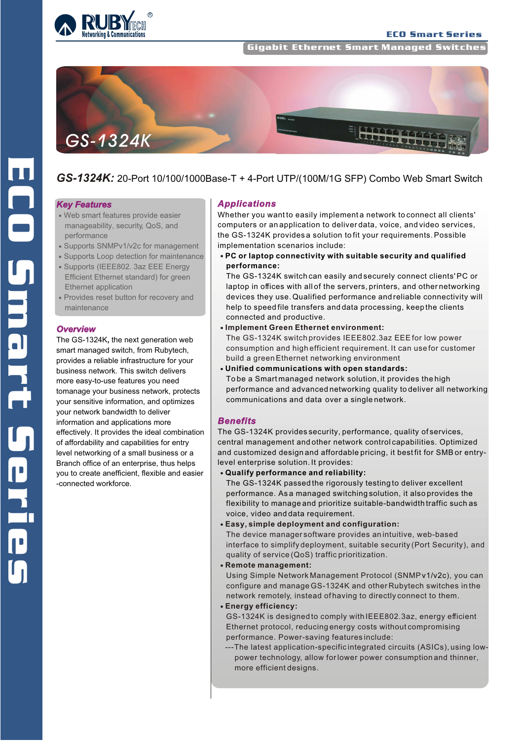# GS-1324K

**GS-1324K:** 20-Port 10/100/1000Base-T + 4-Port UTP/(100M/1G SFP) Combo Web Smart Switch

## Key Features

- Web smart features provide easier manageability, security, QoS, and performance
- Supports SNMPv1/v2c for management
- Supports Loop detection for maintenance
- Supports (IEEE802. 3az EEE Energy Efficient Ethernet standard) for green Ethernet application
- Provides reset button for recovery and maintenance

## Overview

The GS-1324K**,** the next generation web smart managed switch, from Rubytech, provides a reliable infrastructure for your business network. This switch delivers more easy-to-use features you need tomanage your business network, protects your sensitive information, and optimizes your network bandwidth to deliver information and applications more effectively. It provides the ideal combination of affordability and capabilities for entry level networking of a small business or a Branch office of an enterprise, thus helps you to create anefficient, flexible and easier -connected workforce.

## Applications

Whether you want to easily implement a network to connect all clients' computers or an application to deliver data, voice, and video services, the GS-1324K provides a solution to fit your requirements. Possible implementation scenarios include:

- **PC or laptop connectivity with suitable security and qualified performance:**
  The GS-1324K switch can easily and securely connect clients' PC or laptop in offices with all of the servers, printers, and other networking devices they use. Qualified performance and reliable connectivity will help to speed file transfers and data processing, keep the clients connected and productive.
- **Implement Green Ethernet environment:**
  The GS-1324K switch provides IEEE802.3az EEE for low power consumption and high efficient requirement. It can use for customer build a green Ethernet networking environment
- **Unified communications with open standards:**
  To be a Smart managed network solution, it provides the high performance and advanced networking quality to deliver all networking communications and data over a single network.

## Benefits

The GS-1324K provides security, performance, quality of services, central management and other network control capabilities. Optimized and customized design and affordable pricing, it best fit for SMB or entry-level enterprise solution. It provides:

- **Qualify performance and reliability:**
  The GS-1324K passed the rigorously testing to deliver excellent performance. As a managed switching solution, it also provides the flexibility to manage and prioritize suitable-bandwidth traffic such as voice, video and data requirement.
- **Easy, simple deployment and configuration:**
  The device manager software provides an intuitive, web-based interface to simplify deployment, suitable security (Port Security), and quality of service (QoS) traffic prioritization.
- **Remote management:**
  Using Simple Network Management Protocol (SNMP v1/v2c), you can configure and manage GS-1324K and other Rubytech switches in the network remotely, instead of having to directly connect to them.
- **Energy efficiency:**
  GS-1324K is designed to comply with IEEE802.3az, energy efficient Ethernet protocol, reducing energy costs without compromising performance. Power-saving features include:
  ---The latest application-specific integrated circuits (ASICs), using low-power technology, allow for lower power consumption and thinner, more efficient designs.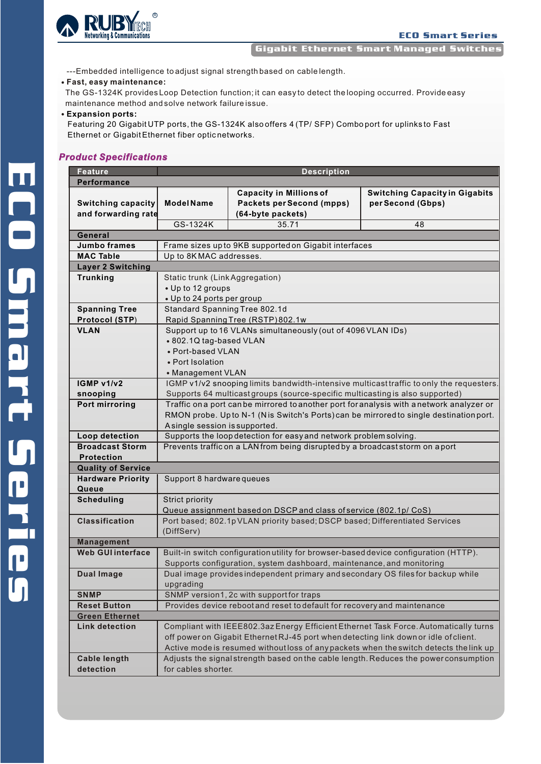---Embedded intelligence to adjust signal strength based on cable length.

- **Fast, easy maintenance:**
  The GS-1324K provides Loop Detection function; it can easy to detect the looping occurred. Provide easy maintenance method and solve network failure issue.
- **Expansion ports:**
  Featuring 20 Gigabit UTP ports, the GS-1324K also offers 4 (TP/ SFP) Combo port for uplinks to Fast Ethernet or Gigabit Ethernet fiber optic networks.

## Product Specifications

| Feature | Description | | |
|---|---|---|---|
| **Performance** | | | |
| **Switching capacity and forwarding rate** | **Model Name** | **Capacity in Millions of Packets per Second (mpps) (64-byte packets)** | **Switching Capacity in Gigabits per Second (Gbps)** |
| | GS-1324K | 35.71 | 48 |
| **General** | | | |
| **Jumbo frames** | Frame sizes up to 9KB supported on Gigabit interfaces | | |
| **MAC Table** | Up to 8K MAC addresses. | | |
| **Layer 2 Switching** | | | |
| **Trunking** | Static trunk (Link Aggregation)<br>• Up to 12 groups<br>• Up to 24 ports per group | | |
| **Spanning Tree Protocol (STP)** | Standard Spanning Tree 802.1d<br>Rapid Spanning Tree (RSTP) 802.1w | | |
| **VLAN** | Support up to 16 VLANs simultaneously (out of 4096 VLAN IDs)<br>• 802.1Q tag-based VLAN<br>• Port-based VLAN<br>• Port Isolation<br>• Management VLAN | | |
| **IGMP v1/v2 snooping** | IGMP v1/v2 snooping limits bandwidth-intensive multicast traffic to only the requesters. Supports 64 multicast groups (source-specific multicasting is also supported) | | |
| **Port mirroring** | Traffic on a port can be mirrored to another port for analysis with a network analyzer or RMON probe. Up to N-1 (N is Switch's Ports) can be mirrored to single destination port. A single session is supported. | | |
| **Loop detection** | Supports the loop detection for easy and network problem solving. | | |
| **Broadcast Storm Protection** | Prevents traffic on a LAN from being disrupted by a broadcast storm on a port | | |
| **Quality of Service** | | | |
| **Hardware Priority Queue** | Support 8 hardware queues | | |
| **Scheduling** | Strict priority<br>Queue assignment based on DSCP and class of service (802.1p/ CoS) | | |
| **Classification** | Port based; 802.1p VLAN priority based; DSCP based; Differentiated Services (DiffServ) | | |
| **Management** | | | |
| **Web GUI interface** | Built-in switch configuration utility for browser-based device configuration (HTTP). Supports configuration, system dashboard, maintenance, and monitoring | | |
| **Dual Image** | Dual image provides independent primary and secondary OS files for backup while upgrading | | |
| **SNMP** | SNMP version1, 2c with support for traps | | |
| **Reset Button** | Provides device reboot and reset to default for recovery and maintenance | | |
| **Green Ethernet** | | | |
| **Link detection** | Compliant with IEEE802.3az Energy Efficient Ethernet Task Force. Automatically turns off power on Gigabit Ethernet RJ-45 port when detecting link down or idle of client. Active mode is resumed without loss of any packets when the switch detects the link up | | |
| **Cable length detection** | Adjusts the signal strength based on the cable length. Reduces the power consumption for cables shorter. | | |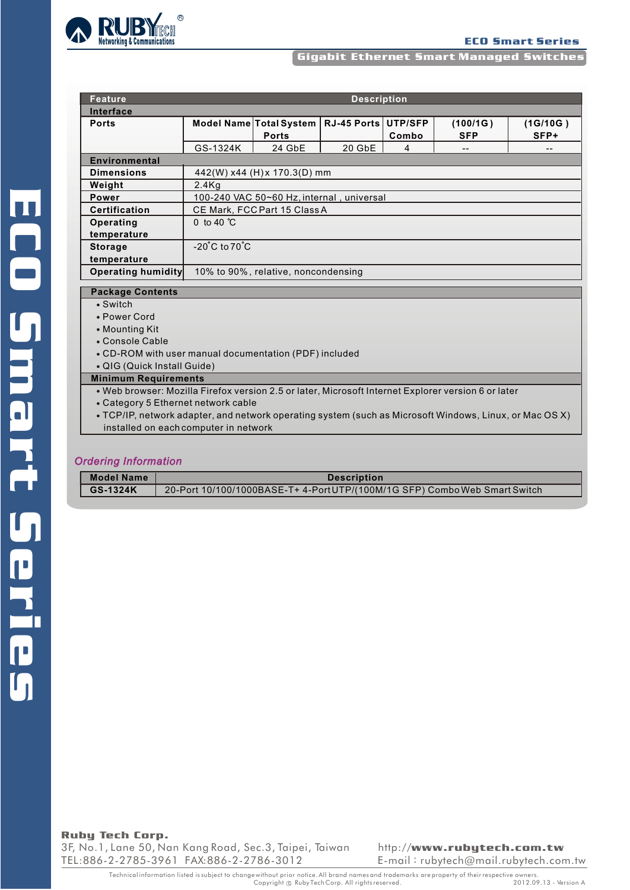| Feature | Description | | | | | |
|---|---|---|---|---|---|---|
| **Interface** | | | | | | |
| **Ports** | **Model Name** | **Total System Ports** | **RJ-45 Ports** | **UTP/SFP Combo** | **(100/1G) SFP** | **(1G/10G) SFP+** |
| | GS-1324K | 24 GbE | 20 GbE | 4 | -- | -- |
| **Environmental** | | | | | | |
| **Dimensions** | 442(W) x44 (H)x 170.3(D) mm | | | | | |
| **Weight** | 2.4Kg | | | | | |
| **Power** | 100-240 VAC 50~60 Hz, internal , universal | | | | | |
| **Certification** | CE Mark, FCC Part 15 Class A | | | | | |
| **Operating temperature** | 0 to 40 ℃ | | | | | |
| **Storage temperature** | -20˚C to 70˚C | | | | | |
| **Operating humidity** | 10% to 90%, relative, noncondensing | | | | | |

**Package Contents**

- Switch
- Power Cord
- Mounting Kit
- Console Cable
- CD-ROM with user manual documentation (PDF) included
- QIG (Quick Install Guide)

**Minimum Requirements**

- Web browser: Mozilla Firefox version 2.5 or later, Microsoft Internet Explorer version 6 or later
- Category 5 Ethernet network cable
- TCP/IP, network adapter, and network operating system (such as Microsoft Windows, Linux, or Mac OS X) installed on each computer in network

## Ordering Information

| Model Name | Description |
|---|---|
| **GS-1324K** | 20-Port 10/100/1000BASE-T+ 4-Port UTP/(100M/1G SFP) Combo Web Smart Switch |

**Ruby Tech Corp.**
3F, No.1, Lane 50, Nan Kang Road, Sec.3, Taipei, Taiwan
TEL:886-2-2785-3961 FAX:886-2-2786-3012

http://**www.rubytech.com.tw**
E-mail : rubytech@mail.rubytech.com.tw

Technical information listed is subject to change without prior notice. All brand names and trademarks are property of their respective owners.
Copyright © Ruby Tech Corp. All rights reserved.
2012.09.13 - Version A